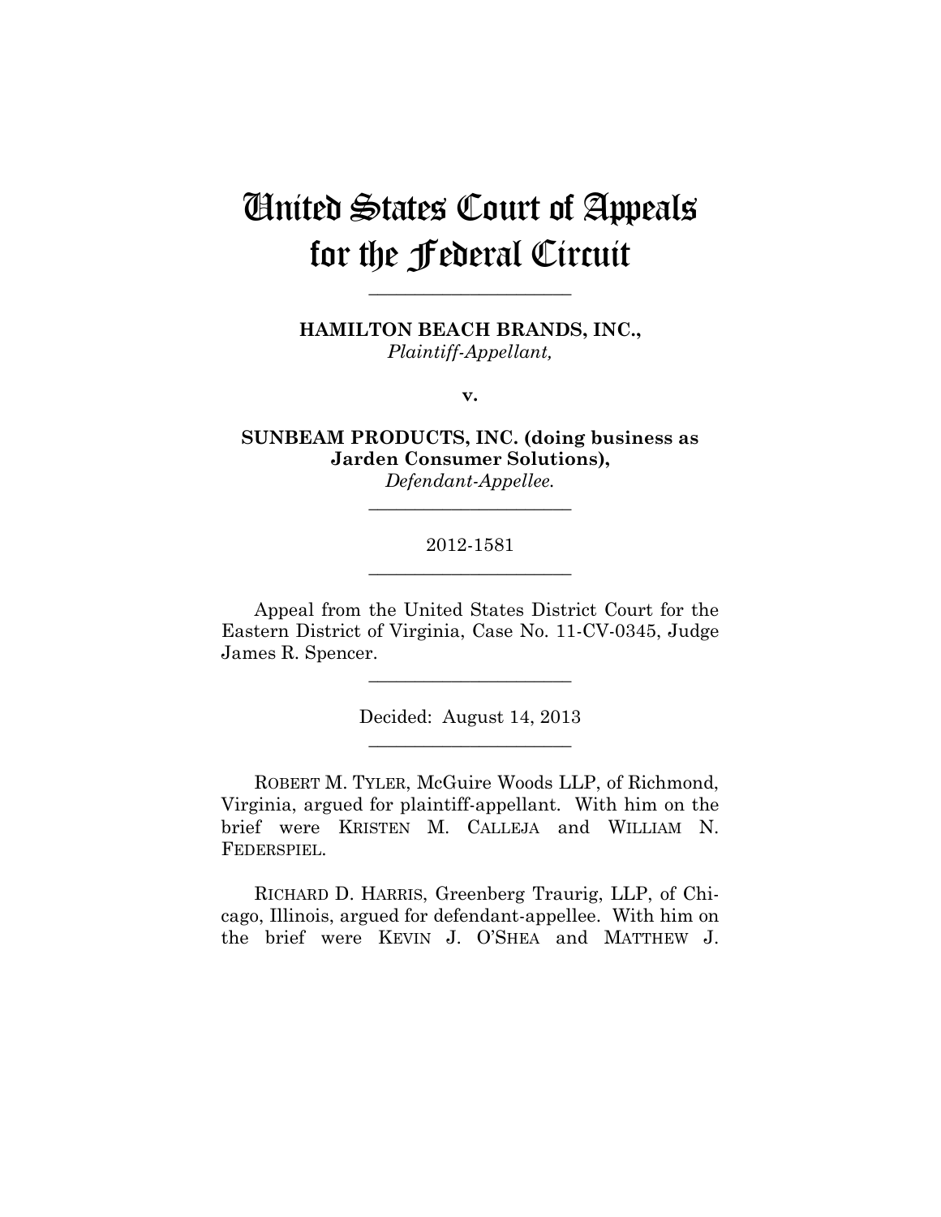# United States Court of Appeals for the Federal Circuit

______________________

**HAMILTON BEACH BRANDS, INC.,**
*Plaintiff-Appellant,*

**v.**

**SUNBEAM PRODUCTS, INC. (doing business as Jarden Consumer Solutions),**
*Defendant-Appellee.*

______________________

2012-1581

______________________

Appeal from the United States District Court for the Eastern District of Virginia, Case No. 11-CV-0345, Judge James R. Spencer.

______________________

Decided: August 14, 2013

______________________

ROBERT M. TYLER, McGuire Woods LLP, of Richmond, Virginia, argued for plaintiff-appellant. With him on the brief were KRISTEN M. CALLEJA and WILLIAM N. FEDERSPIEL.

RICHARD D. HARRIS, Greenberg Traurig, LLP, of Chicago, Illinois, argued for defendant-appellee. With him on the brief were KEVIN J. O'SHEA and MATTHEW J.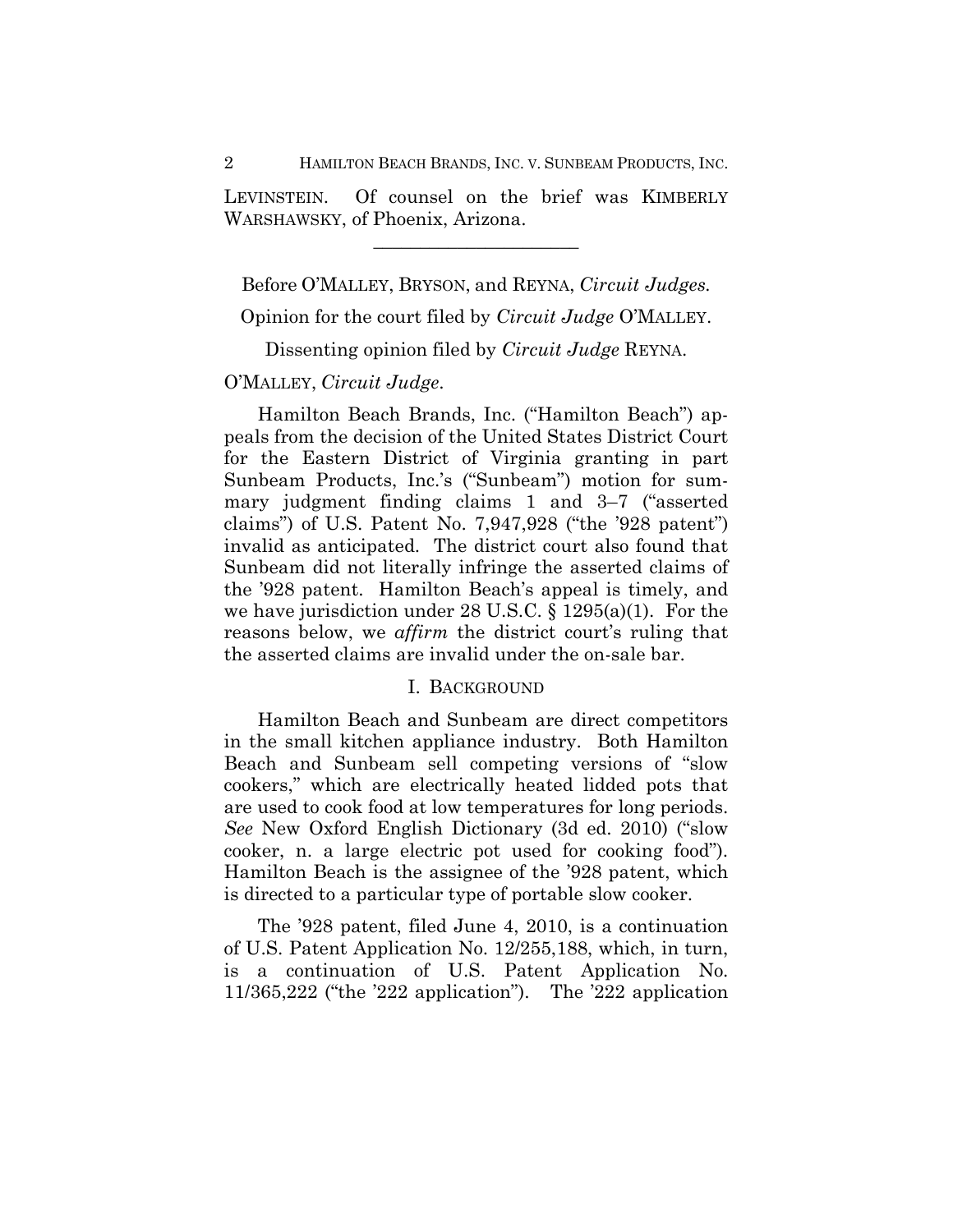LEVINSTEIN. Of counsel on the brief was KIMBERLY WARSHAWSKY, of Phoenix, Arizona.

---

Before O'MALLEY, BRYSON, and REYNA, *Circuit Judges.*

Opinion for the court filed by *Circuit Judge* O'MALLEY.

Dissenting opinion filed by *Circuit Judge* REYNA.

O'MALLEY, *Circuit Judge.*

Hamilton Beach Brands, Inc. ("Hamilton Beach") appeals from the decision of the United States District Court for the Eastern District of Virginia granting in part Sunbeam Products, Inc.'s ("Sunbeam") motion for summary judgment finding claims 1 and 3–7 ("asserted claims") of U.S. Patent No. 7,947,928 ("the '928 patent") invalid as anticipated. The district court also found that Sunbeam did not literally infringe the asserted claims of the '928 patent. Hamilton Beach's appeal is timely, and we have jurisdiction under 28 U.S.C. § 1295(a)(1). For the reasons below, we *affirm* the district court's ruling that the asserted claims are invalid under the on-sale bar.

## I. BACKGROUND

Hamilton Beach and Sunbeam are direct competitors in the small kitchen appliance industry. Both Hamilton Beach and Sunbeam sell competing versions of "slow cookers," which are electrically heated lidded pots that are used to cook food at low temperatures for long periods. *See* New Oxford English Dictionary (3d ed. 2010) ("slow cooker, n. a large electric pot used for cooking food"). Hamilton Beach is the assignee of the '928 patent, which is directed to a particular type of portable slow cooker.

The '928 patent, filed June 4, 2010, is a continuation of U.S. Patent Application No. 12/255,188, which, in turn, is a continuation of U.S. Patent Application No. 11/365,222 ("the '222 application"). The '222 application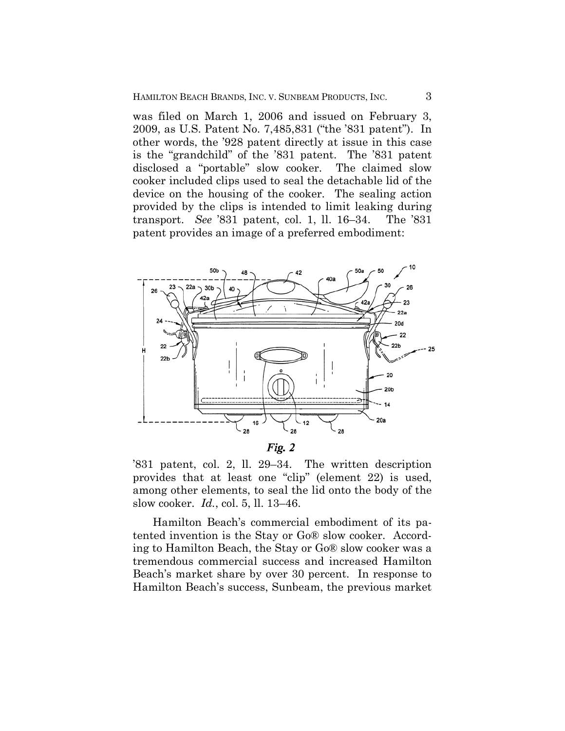was filed on March 1, 2006 and issued on February 3, 2009, as U.S. Patent No. 7,485,831 ("the '831 patent"). In other words, the '928 patent directly at issue in this case is the "grandchild" of the '831 patent. The '831 patent disclosed a "portable" slow cooker. The claimed slow cooker included clips used to seal the detachable lid of the device on the housing of the cooker. The sealing action provided by the clips is intended to limit leaking during transport. *See* '831 patent, col. 1, ll. 16–34. The '831 patent provides an image of a preferred embodiment:

*Fig. 2*

'831 patent, col. 2, ll. 29–34. The written description provides that at least one "clip" (element 22) is used, among other elements, to seal the lid onto the body of the slow cooker. *Id.*, col. 5, ll. 13–46.

Hamilton Beach's commercial embodiment of its patented invention is the Stay or Go® slow cooker. According to Hamilton Beach, the Stay or Go® slow cooker was a tremendous commercial success and increased Hamilton Beach's market share by over 30 percent. In response to Hamilton Beach's success, Sunbeam, the previous market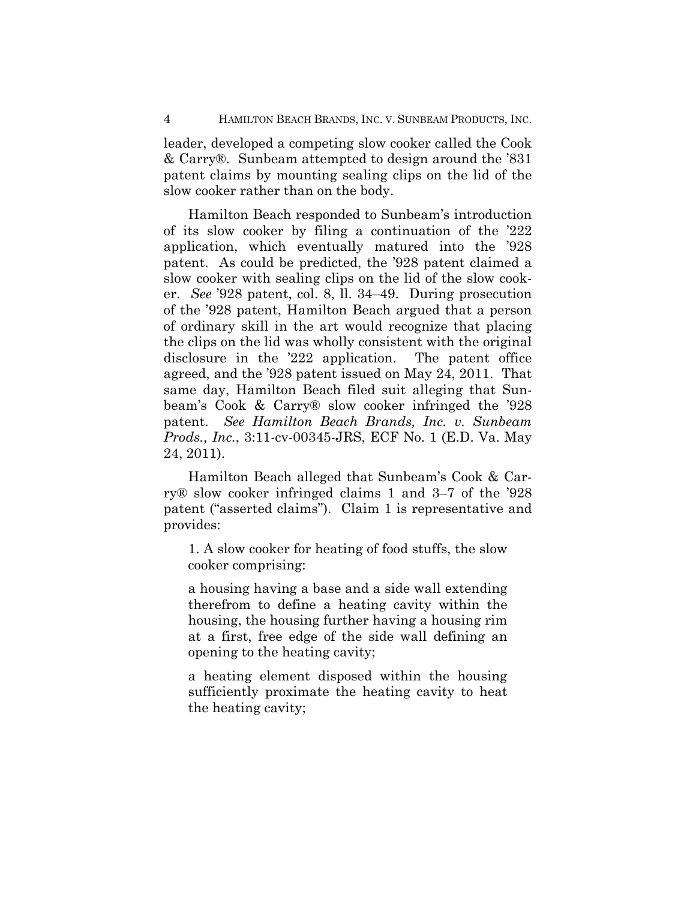leader, developed a competing slow cooker called the Cook & Carry®. Sunbeam attempted to design around the '831 patent claims by mounting sealing clips on the lid of the slow cooker rather than on the body.

Hamilton Beach responded to Sunbeam's introduction of its slow cooker by filing a continuation of the '222 application, which eventually matured into the '928 patent. As could be predicted, the '928 patent claimed a slow cooker with sealing clips on the lid of the slow cooker. *See* '928 patent, col. 8, ll. 34–49. During prosecution of the '928 patent, Hamilton Beach argued that a person of ordinary skill in the art would recognize that placing the clips on the lid was wholly consistent with the original disclosure in the '222 application. The patent office agreed, and the '928 patent issued on May 24, 2011. That same day, Hamilton Beach filed suit alleging that Sunbeam's Cook & Carry® slow cooker infringed the '928 patent. *See Hamilton Beach Brands, Inc. v. Sunbeam Prods., Inc.*, 3:11-cv-00345-JRS, ECF No. 1 (E.D. Va. May 24, 2011).

Hamilton Beach alleged that Sunbeam's Cook & Carry® slow cooker infringed claims 1 and 3–7 of the '928 patent ("asserted claims"). Claim 1 is representative and provides:

> 1. A slow cooker for heating of food stuffs, the slow cooker comprising:
>
> a housing having a base and a side wall extending therefrom to define a heating cavity within the housing, the housing further having a housing rim at a first, free edge of the side wall defining an opening to the heating cavity;
>
> a heating element disposed within the housing sufficiently proximate the heating cavity to heat the heating cavity;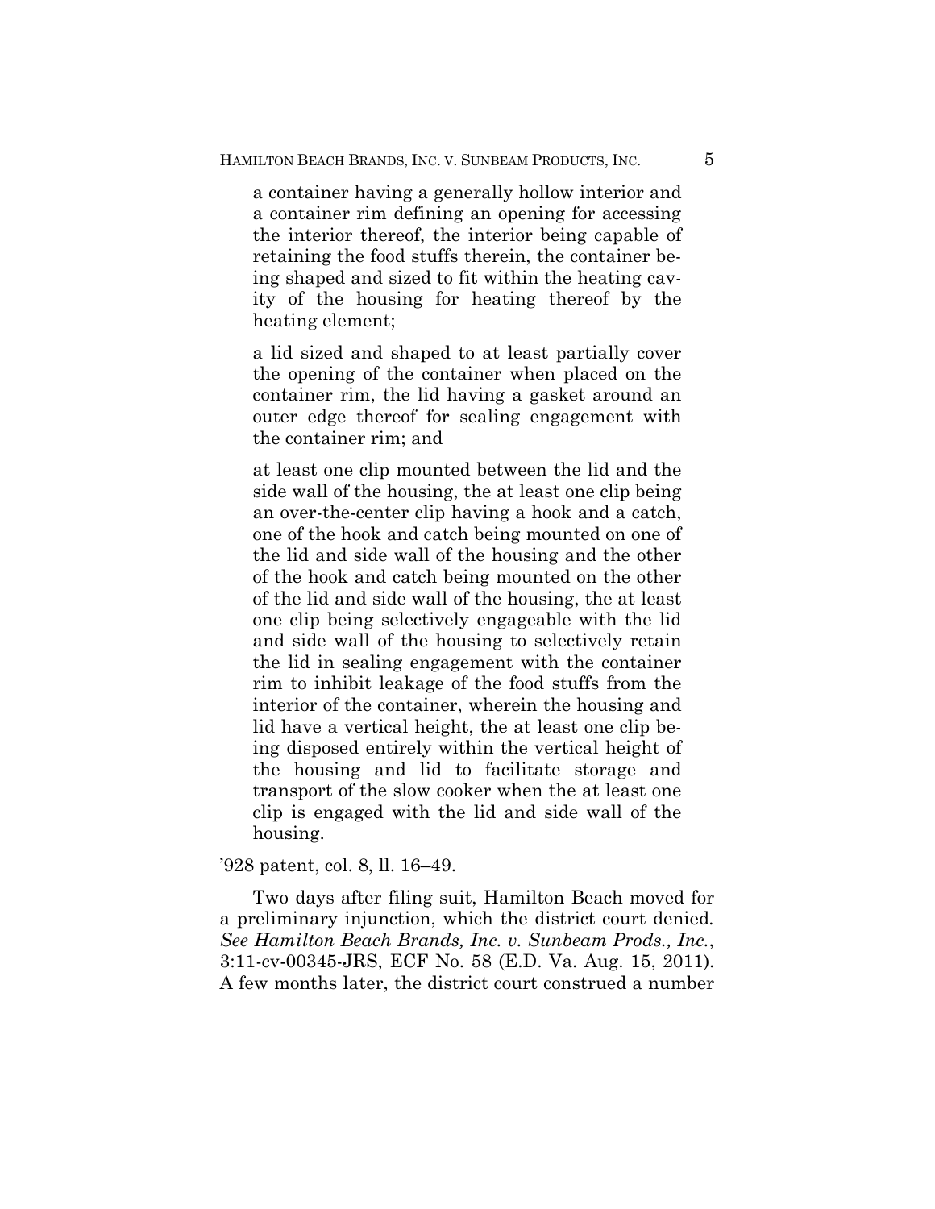> a container having a generally hollow interior and a container rim defining an opening for accessing the interior thereof, the interior being capable of retaining the food stuffs therein, the container being shaped and sized to fit within the heating cavity of the housing for heating thereof by the heating element;
>
> a lid sized and shaped to at least partially cover the opening of the container when placed on the container rim, the lid having a gasket around an outer edge thereof for sealing engagement with the container rim; and
>
> at least one clip mounted between the lid and the side wall of the housing, the at least one clip being an over-the-center clip having a hook and a catch, one of the hook and catch being mounted on one of the lid and side wall of the housing and the other of the hook and catch being mounted on the other of the lid and side wall of the housing, the at least one clip being selectively engageable with the lid and side wall of the housing to selectively retain the lid in sealing engagement with the container rim to inhibit leakage of the food stuffs from the interior of the container, wherein the housing and lid have a vertical height, the at least one clip being disposed entirely within the vertical height of the housing and lid to facilitate storage and transport of the slow cooker when the at least one clip is engaged with the lid and side wall of the housing.

'928 patent, col. 8, ll. 16–49.

Two days after filing suit, Hamilton Beach moved for a preliminary injunction, which the district court denied. *See Hamilton Beach Brands, Inc. v. Sunbeam Prods., Inc.*, 3:11-cv-00345-JRS, ECF No. 58 (E.D. Va. Aug. 15, 2011). A few months later, the district court construed a number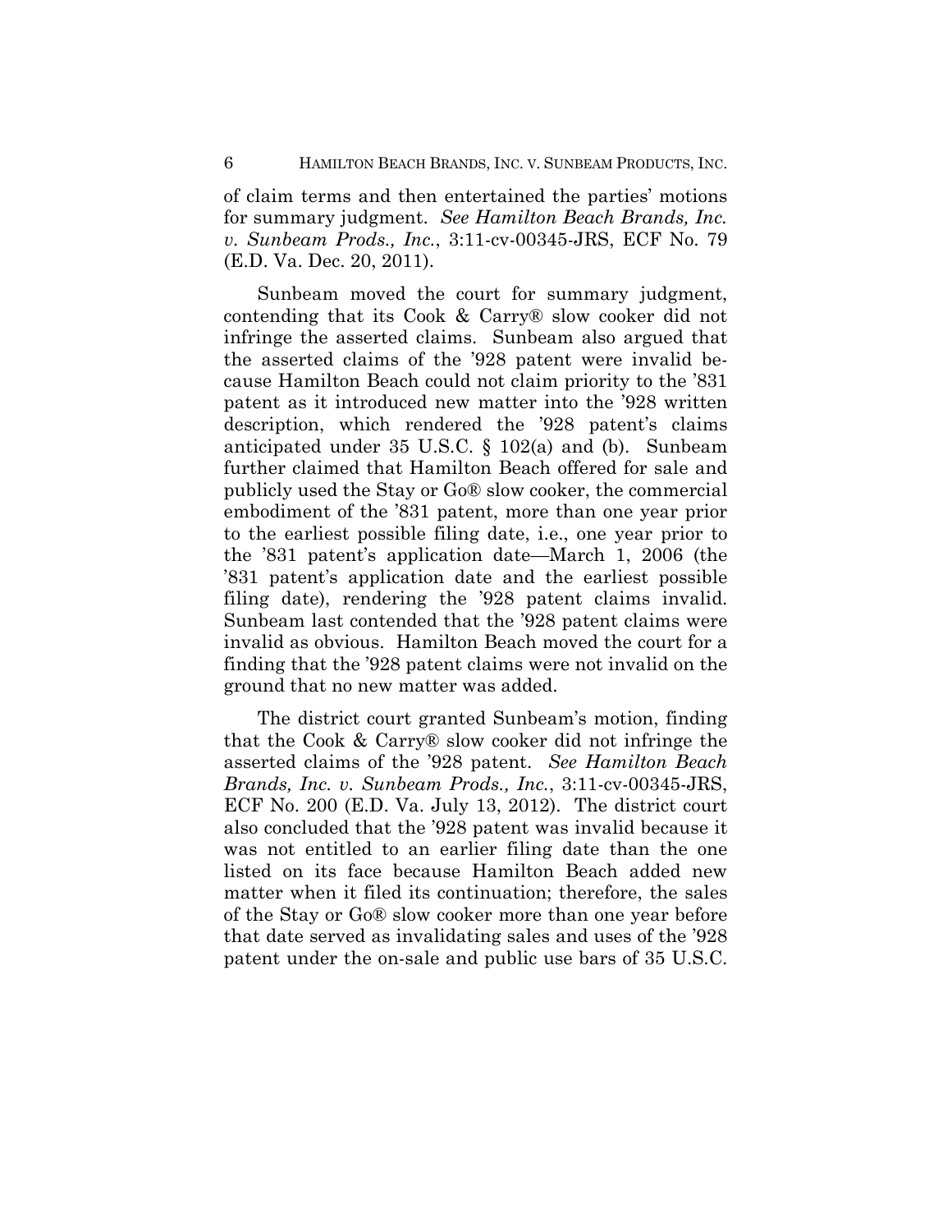of claim terms and then entertained the parties' motions for summary judgment. *See Hamilton Beach Brands, Inc. v. Sunbeam Prods., Inc.*, 3:11-cv-00345-JRS, ECF No. 79 (E.D. Va. Dec. 20, 2011).

Sunbeam moved the court for summary judgment, contending that its Cook & Carry® slow cooker did not infringe the asserted claims. Sunbeam also argued that the asserted claims of the '928 patent were invalid because Hamilton Beach could not claim priority to the '831 patent as it introduced new matter into the '928 written description, which rendered the '928 patent's claims anticipated under 35 U.S.C. § 102(a) and (b). Sunbeam further claimed that Hamilton Beach offered for sale and publicly used the Stay or Go® slow cooker, the commercial embodiment of the '831 patent, more than one year prior to the earliest possible filing date, i.e., one year prior to the '831 patent's application date—March 1, 2006 (the '831 patent's application date and the earliest possible filing date), rendering the '928 patent claims invalid. Sunbeam last contended that the '928 patent claims were invalid as obvious. Hamilton Beach moved the court for a finding that the '928 patent claims were not invalid on the ground that no new matter was added.

The district court granted Sunbeam's motion, finding that the Cook & Carry® slow cooker did not infringe the asserted claims of the '928 patent. *See Hamilton Beach Brands, Inc. v. Sunbeam Prods., Inc.*, 3:11-cv-00345-JRS, ECF No. 200 (E.D. Va. July 13, 2012). The district court also concluded that the '928 patent was invalid because it was not entitled to an earlier filing date than the one listed on its face because Hamilton Beach added new matter when it filed its continuation; therefore, the sales of the Stay or Go® slow cooker more than one year before that date served as invalidating sales and uses of the '928 patent under the on-sale and public use bars of 35 U.S.C.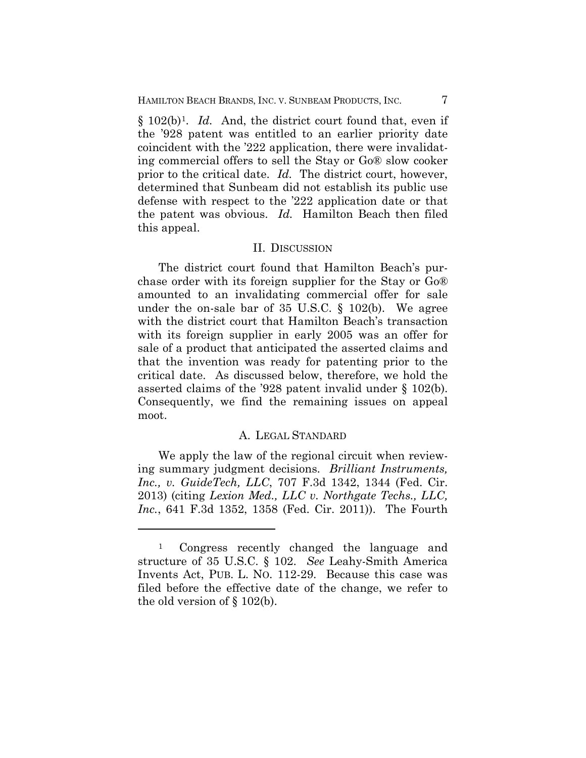§ 102(b)[1]. *Id.* And, the district court found that, even if the '928 patent was entitled to an earlier priority date coincident with the '222 application, there were invalidating commercial offers to sell the Stay or Go® slow cooker prior to the critical date. *Id.* The district court, however, determined that Sunbeam did not establish its public use defense with respect to the '222 application date or that the patent was obvious. *Id.* Hamilton Beach then filed this appeal.

## II. DISCUSSION

The district court found that Hamilton Beach's purchase order with its foreign supplier for the Stay or Go® amounted to an invalidating commercial offer for sale under the on-sale bar of 35 U.S.C. § 102(b). We agree with the district court that Hamilton Beach's transaction with its foreign supplier in early 2005 was an offer for sale of a product that anticipated the asserted claims and that the invention was ready for patenting prior to the critical date. As discussed below, therefore, we hold the asserted claims of the '928 patent invalid under § 102(b). Consequently, we find the remaining issues on appeal moot.

### A. LEGAL STANDARD

We apply the law of the regional circuit when reviewing summary judgment decisions. *Brilliant Instruments, Inc., v. GuideTech, LLC*, 707 F.3d 1342, 1344 (Fed. Cir. 2013) (citing *Lexion Med., LLC v. Northgate Techs., LLC, Inc.*, 641 F.3d 1352, 1358 (Fed. Cir. 2011)). The Fourth

---

[1] Congress recently changed the language and structure of 35 U.S.C. § 102. *See* Leahy-Smith America Invents Act, PUB. L. NO. 112-29. Because this case was filed before the effective date of the change, we refer to the old version of § 102(b).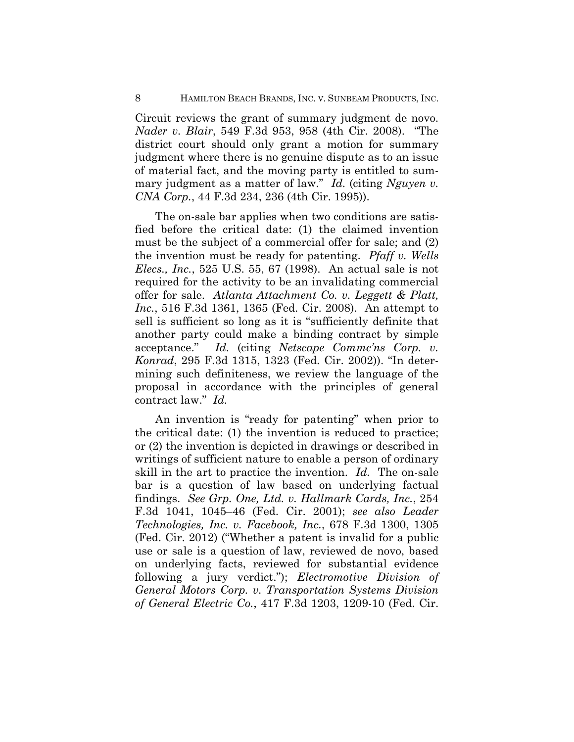Circuit reviews the grant of summary judgment de novo. *Nader v. Blair*, 549 F.3d 953, 958 (4th Cir. 2008). "The district court should only grant a motion for summary judgment where there is no genuine dispute as to an issue of material fact, and the moving party is entitled to summary judgment as a matter of law." *Id.* (citing *Nguyen v. CNA Corp.*, 44 F.3d 234, 236 (4th Cir. 1995)).

The on-sale bar applies when two conditions are satisfied before the critical date: (1) the claimed invention must be the subject of a commercial offer for sale; and (2) the invention must be ready for patenting. *Pfaff v. Wells Elecs., Inc.*, 525 U.S. 55, 67 (1998). An actual sale is not required for the activity to be an invalidating commercial offer for sale. *Atlanta Attachment Co. v. Leggett & Platt, Inc.*, 516 F.3d 1361, 1365 (Fed. Cir. 2008). An attempt to sell is sufficient so long as it is "sufficiently definite that another party could make a binding contract by simple acceptance." *Id.* (citing *Netscape Commc'ns Corp. v. Konrad*, 295 F.3d 1315, 1323 (Fed. Cir. 2002)). "In determining such definiteness, we review the language of the proposal in accordance with the principles of general contract law." *Id.*

An invention is "ready for patenting" when prior to the critical date: (1) the invention is reduced to practice; or (2) the invention is depicted in drawings or described in writings of sufficient nature to enable a person of ordinary skill in the art to practice the invention. *Id.* The on-sale bar is a question of law based on underlying factual findings. *See Grp. One, Ltd. v. Hallmark Cards, Inc.*, 254 F.3d 1041, 1045–46 (Fed. Cir. 2001); *see also Leader Technologies, Inc. v. Facebook, Inc.*, 678 F.3d 1300, 1305 (Fed. Cir. 2012) ("Whether a patent is invalid for a public use or sale is a question of law, reviewed de novo, based on underlying facts, reviewed for substantial evidence following a jury verdict."); *Electromotive Division of General Motors Corp. v. Transportation Systems Division of General Electric Co.*, 417 F.3d 1203, 1209-10 (Fed. Cir.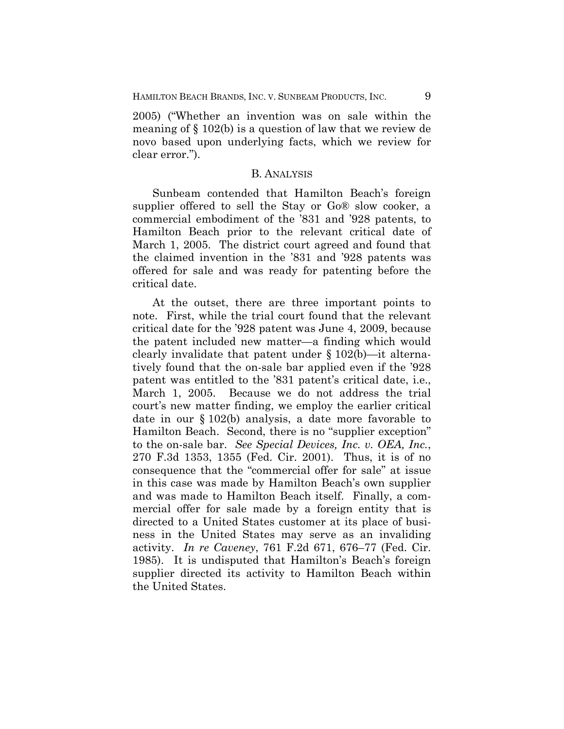2005) ("Whether an invention was on sale within the meaning of § 102(b) is a question of law that we review de novo based upon underlying facts, which we review for clear error.").

## B. ANALYSIS

Sunbeam contended that Hamilton Beach's foreign supplier offered to sell the Stay or Go® slow cooker, a commercial embodiment of the '831 and '928 patents, to Hamilton Beach prior to the relevant critical date of March 1, 2005. The district court agreed and found that the claimed invention in the '831 and '928 patents was offered for sale and was ready for patenting before the critical date.

At the outset, there are three important points to note. First, while the trial court found that the relevant critical date for the '928 patent was June 4, 2009, because the patent included new matter—a finding which would clearly invalidate that patent under § 102(b)—it alternatively found that the on-sale bar applied even if the '928 patent was entitled to the '831 patent's critical date, i.e., March 1, 2005. Because we do not address the trial court's new matter finding, we employ the earlier critical date in our § 102(b) analysis, a date more favorable to Hamilton Beach. Second, there is no "supplier exception" to the on-sale bar. *See Special Devices, Inc. v. OEA, Inc.*, 270 F.3d 1353, 1355 (Fed. Cir. 2001). Thus, it is of no consequence that the "commercial offer for sale" at issue in this case was made by Hamilton Beach's own supplier and was made to Hamilton Beach itself. Finally, a commercial offer for sale made by a foreign entity that is directed to a United States customer at its place of business in the United States may serve as an invaliding activity. *In re Caveney*, 761 F.2d 671, 676–77 (Fed. Cir. 1985). It is undisputed that Hamilton's Beach's foreign supplier directed its activity to Hamilton Beach within the United States.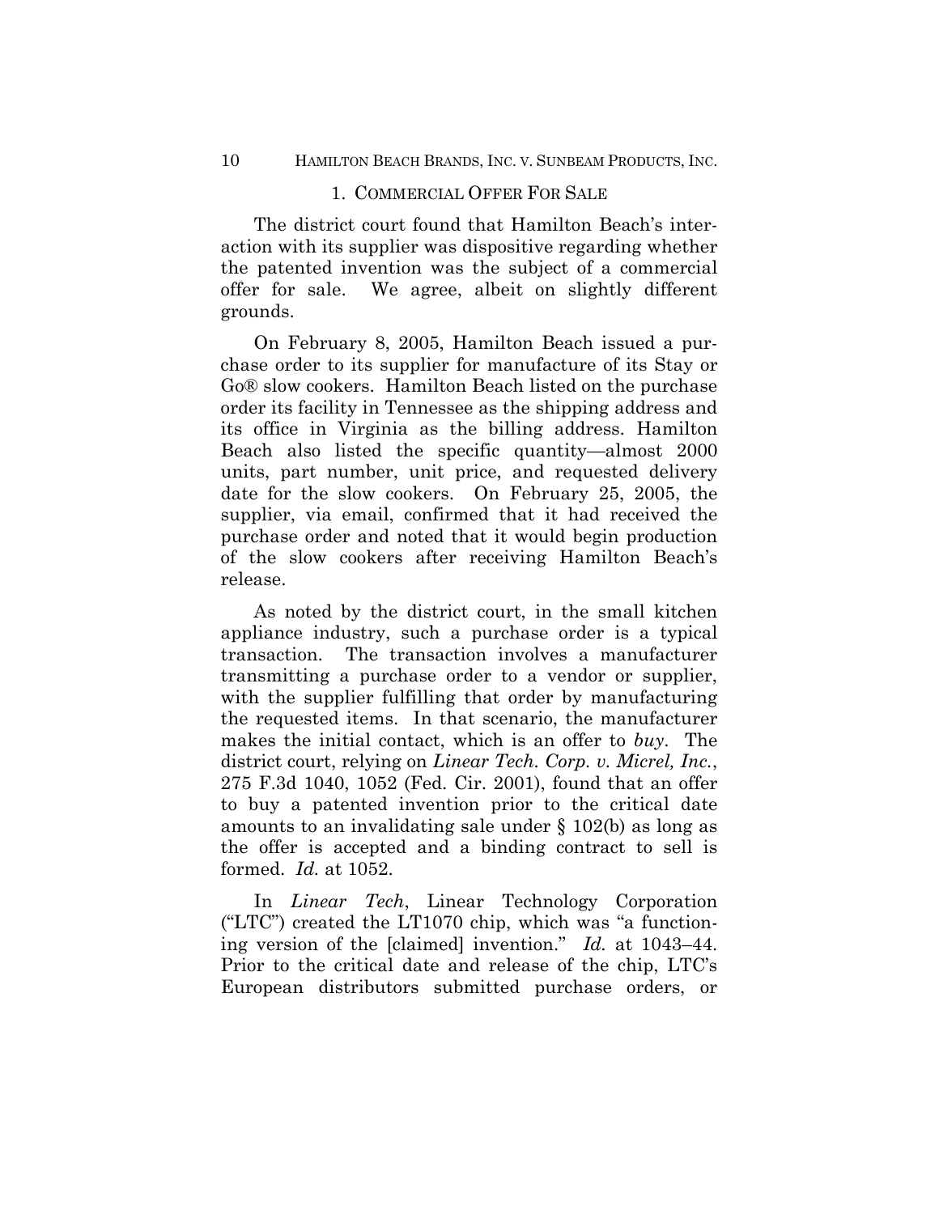### 1. COMMERCIAL OFFER FOR SALE

The district court found that Hamilton Beach's interaction with its supplier was dispositive regarding whether the patented invention was the subject of a commercial offer for sale. We agree, albeit on slightly different grounds.

On February 8, 2005, Hamilton Beach issued a purchase order to its supplier for manufacture of its Stay or Go® slow cookers. Hamilton Beach listed on the purchase order its facility in Tennessee as the shipping address and its office in Virginia as the billing address. Hamilton Beach also listed the specific quantity—almost 2000 units, part number, unit price, and requested delivery date for the slow cookers. On February 25, 2005, the supplier, via email, confirmed that it had received the purchase order and noted that it would begin production of the slow cookers after receiving Hamilton Beach's release.

As noted by the district court, in the small kitchen appliance industry, such a purchase order is a typical transaction. The transaction involves a manufacturer transmitting a purchase order to a vendor or supplier, with the supplier fulfilling that order by manufacturing the requested items. In that scenario, the manufacturer makes the initial contact, which is an offer to *buy*. The district court, relying on *Linear Tech. Corp. v. Micrel, Inc.*, 275 F.3d 1040, 1052 (Fed. Cir. 2001), found that an offer to buy a patented invention prior to the critical date amounts to an invalidating sale under § 102(b) as long as the offer is accepted and a binding contract to sell is formed. *Id.* at 1052.

In *Linear Tech*, Linear Technology Corporation ("LTC") created the LT1070 chip, which was "a functioning version of the [claimed] invention." *Id.* at 1043–44. Prior to the critical date and release of the chip, LTC's European distributors submitted purchase orders, or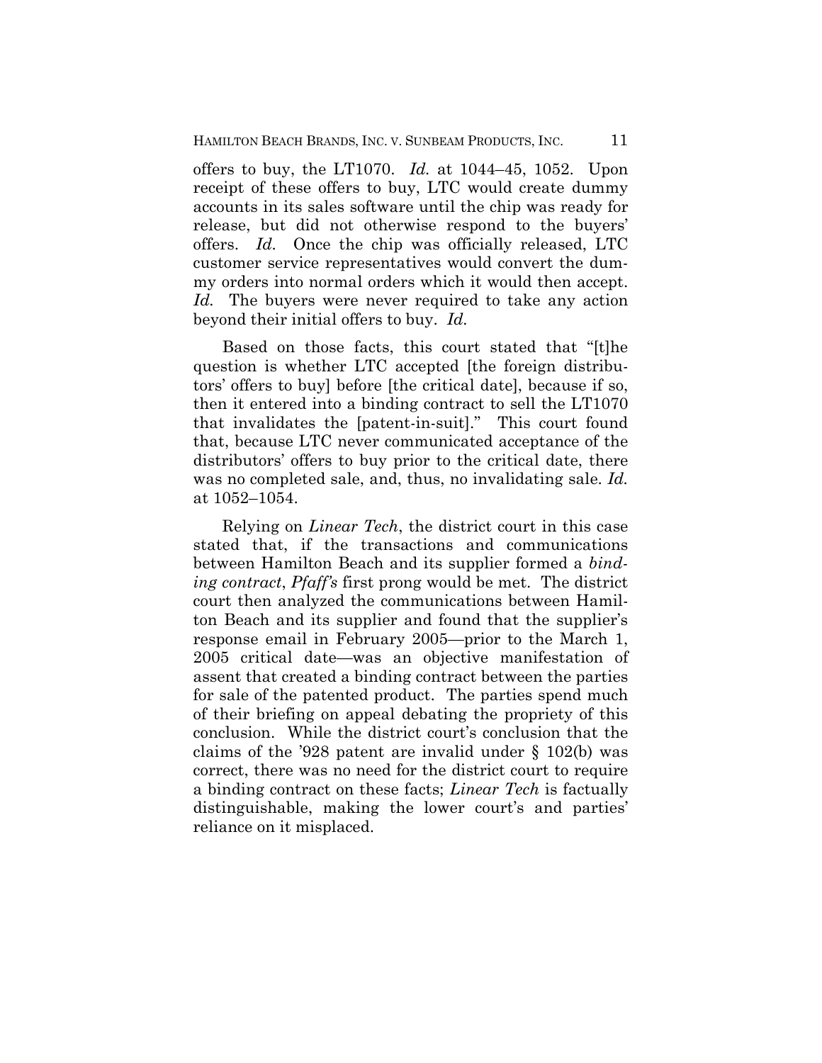offers to buy, the LT1070. *Id.* at 1044–45, 1052. Upon receipt of these offers to buy, LTC would create dummy accounts in its sales software until the chip was ready for release, but did not otherwise respond to the buyers' offers. *Id.* Once the chip was officially released, LTC customer service representatives would convert the dummy orders into normal orders which it would then accept. *Id.* The buyers were never required to take any action beyond their initial offers to buy. *Id.*

Based on those facts, this court stated that "[t]he question is whether LTC accepted [the foreign distributors' offers to buy] before [the critical date], because if so, then it entered into a binding contract to sell the LT1070 that invalidates the [patent-in-suit]." This court found that, because LTC never communicated acceptance of the distributors' offers to buy prior to the critical date, there was no completed sale, and, thus, no invalidating sale. *Id.* at 1052–1054.

Relying on *Linear Tech*, the district court in this case stated that, if the transactions and communications between Hamilton Beach and its supplier formed a *binding contract*, *Pfaff's* first prong would be met. The district court then analyzed the communications between Hamilton Beach and its supplier and found that the supplier's response email in February 2005—prior to the March 1, 2005 critical date—was an objective manifestation of assent that created a binding contract between the parties for sale of the patented product. The parties spend much of their briefing on appeal debating the propriety of this conclusion. While the district court's conclusion that the claims of the '928 patent are invalid under § 102(b) was correct, there was no need for the district court to require a binding contract on these facts; *Linear Tech* is factually distinguishable, making the lower court's and parties' reliance on it misplaced.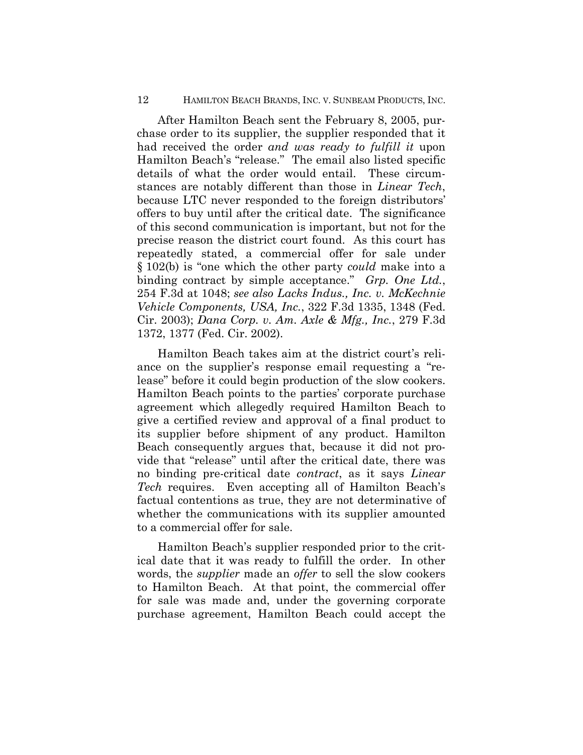After Hamilton Beach sent the February 8, 2005, purchase order to its supplier, the supplier responded that it had received the order *and was ready to fulfill it* upon Hamilton Beach's "release." The email also listed specific details of what the order would entail. These circumstances are notably different than those in *Linear Tech*, because LTC never responded to the foreign distributors' offers to buy until after the critical date. The significance of this second communication is important, but not for the precise reason the district court found. As this court has repeatedly stated, a commercial offer for sale under § 102(b) is "one which the other party *could* make into a binding contract by simple acceptance." *Grp. One Ltd.*, 254 F.3d at 1048; *see also Lacks Indus., Inc. v. McKechnie Vehicle Components, USA, Inc.*, 322 F.3d 1335, 1348 (Fed. Cir. 2003); *Dana Corp. v. Am. Axle & Mfg., Inc.*, 279 F.3d 1372, 1377 (Fed. Cir. 2002).

Hamilton Beach takes aim at the district court's reliance on the supplier's response email requesting a "release" before it could begin production of the slow cookers. Hamilton Beach points to the parties' corporate purchase agreement which allegedly required Hamilton Beach to give a certified review and approval of a final product to its supplier before shipment of any product. Hamilton Beach consequently argues that, because it did not provide that "release" until after the critical date, there was no binding pre-critical date *contract*, as it says *Linear Tech* requires. Even accepting all of Hamilton Beach's factual contentions as true, they are not determinative of whether the communications with its supplier amounted to a commercial offer for sale.

Hamilton Beach's supplier responded prior to the critical date that it was ready to fulfill the order. In other words, the *supplier* made an *offer* to sell the slow cookers to Hamilton Beach. At that point, the commercial offer for sale was made and, under the governing corporate purchase agreement, Hamilton Beach could accept the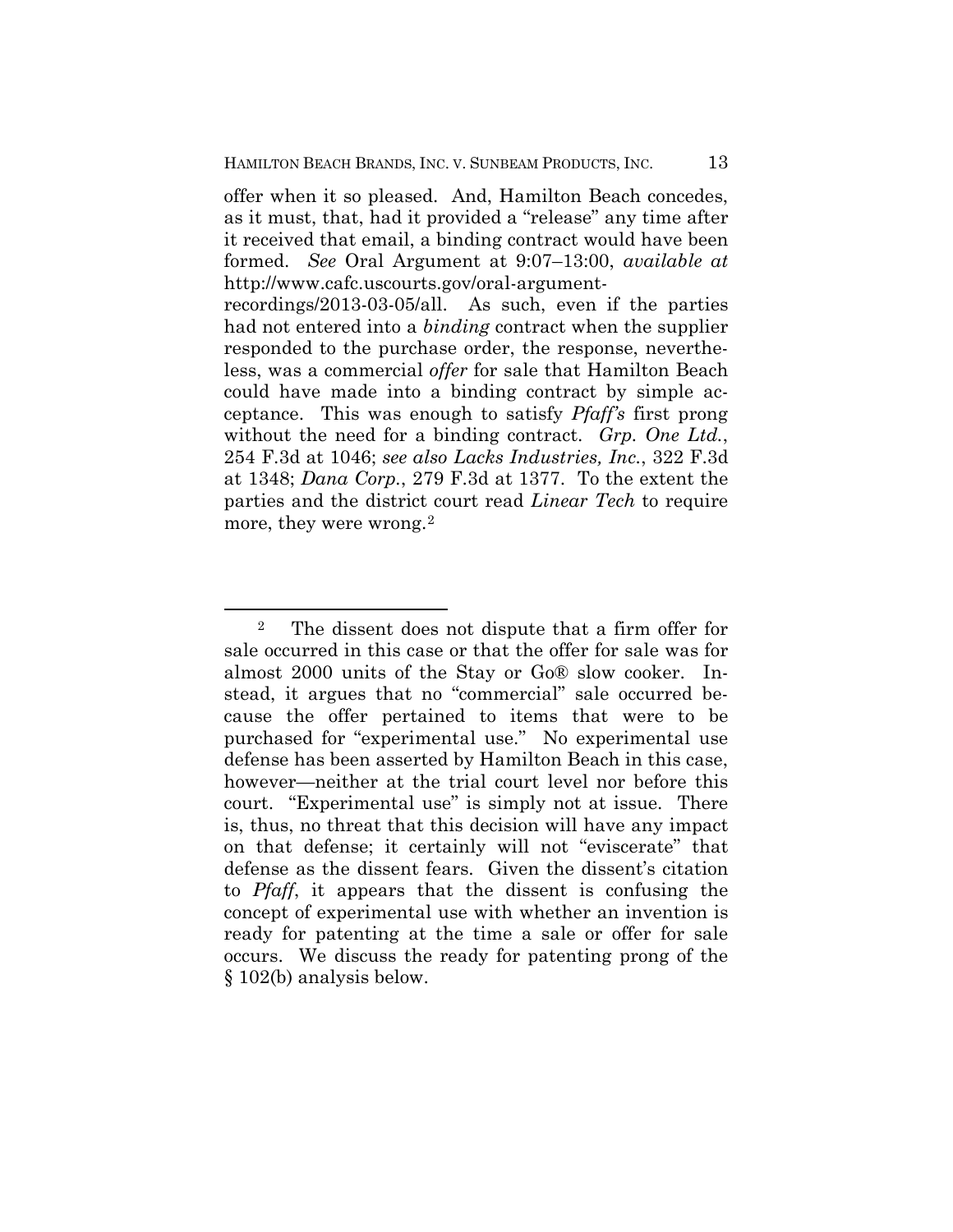offer when it so pleased. And, Hamilton Beach concedes, as it must, that, had it provided a "release" any time after it received that email, a binding contract would have been formed. *See* Oral Argument at 9:07–13:00, *available at* http://www.cafc.uscourts.gov/oral-argument-recordings/2013-03-05/all. As such, even if the parties had not entered into a *binding* contract when the supplier responded to the purchase order, the response, nevertheless, was a commercial *offer* for sale that Hamilton Beach could have made into a binding contract by simple acceptance. This was enough to satisfy *Pfaff's* first prong without the need for a binding contract. *Grp. One Ltd.*, 254 F.3d at 1046; *see also Lacks Industries, Inc.*, 322 F.3d at 1348; *Dana Corp.*, 279 F.3d at 1377. To the extent the parties and the district court read *Linear Tech* to require more, they were wrong.[2]

---

[2] The dissent does not dispute that a firm offer for sale occurred in this case or that the offer for sale was for almost 2000 units of the Stay or Go® slow cooker. Instead, it argues that no "commercial" sale occurred because the offer pertained to items that were to be purchased for "experimental use." No experimental use defense has been asserted by Hamilton Beach in this case, however—neither at the trial court level nor before this court. "Experimental use" is simply not at issue. There is, thus, no threat that this decision will have any impact on that defense; it certainly will not "eviscerate" that defense as the dissent fears. Given the dissent's citation to *Pfaff*, it appears that the dissent is confusing the concept of experimental use with whether an invention is ready for patenting at the time a sale or offer for sale occurs. We discuss the ready for patenting prong of the § 102(b) analysis below.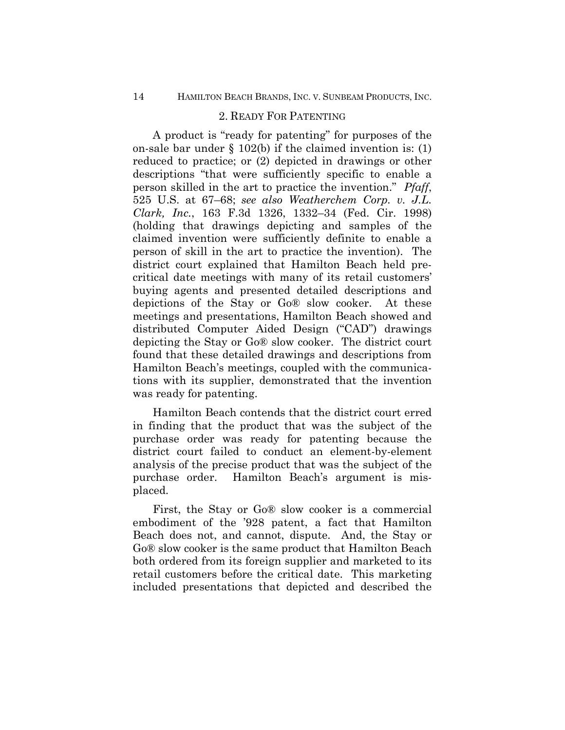## 2. READY FOR PATENTING

A product is "ready for patenting" for purposes of the on-sale bar under § 102(b) if the claimed invention is: (1) reduced to practice; or (2) depicted in drawings or other descriptions "that were sufficiently specific to enable a person skilled in the art to practice the invention." *Pfaff*, 525 U.S. at 67–68; *see also Weatherchem Corp. v. J.L. Clark, Inc.*, 163 F.3d 1326, 1332–34 (Fed. Cir. 1998) (holding that drawings depicting and samples of the claimed invention were sufficiently definite to enable a person of skill in the art to practice the invention). The district court explained that Hamilton Beach held pre-critical date meetings with many of its retail customers' buying agents and presented detailed descriptions and depictions of the Stay or Go® slow cooker. At these meetings and presentations, Hamilton Beach showed and distributed Computer Aided Design ("CAD") drawings depicting the Stay or Go® slow cooker. The district court found that these detailed drawings and descriptions from Hamilton Beach's meetings, coupled with the communications with its supplier, demonstrated that the invention was ready for patenting.

Hamilton Beach contends that the district court erred in finding that the product that was the subject of the purchase order was ready for patenting because the district court failed to conduct an element-by-element analysis of the precise product that was the subject of the purchase order. Hamilton Beach's argument is misplaced.

First, the Stay or Go® slow cooker is a commercial embodiment of the '928 patent, a fact that Hamilton Beach does not, and cannot, dispute. And, the Stay or Go® slow cooker is the same product that Hamilton Beach both ordered from its foreign supplier and marketed to its retail customers before the critical date. This marketing included presentations that depicted and described the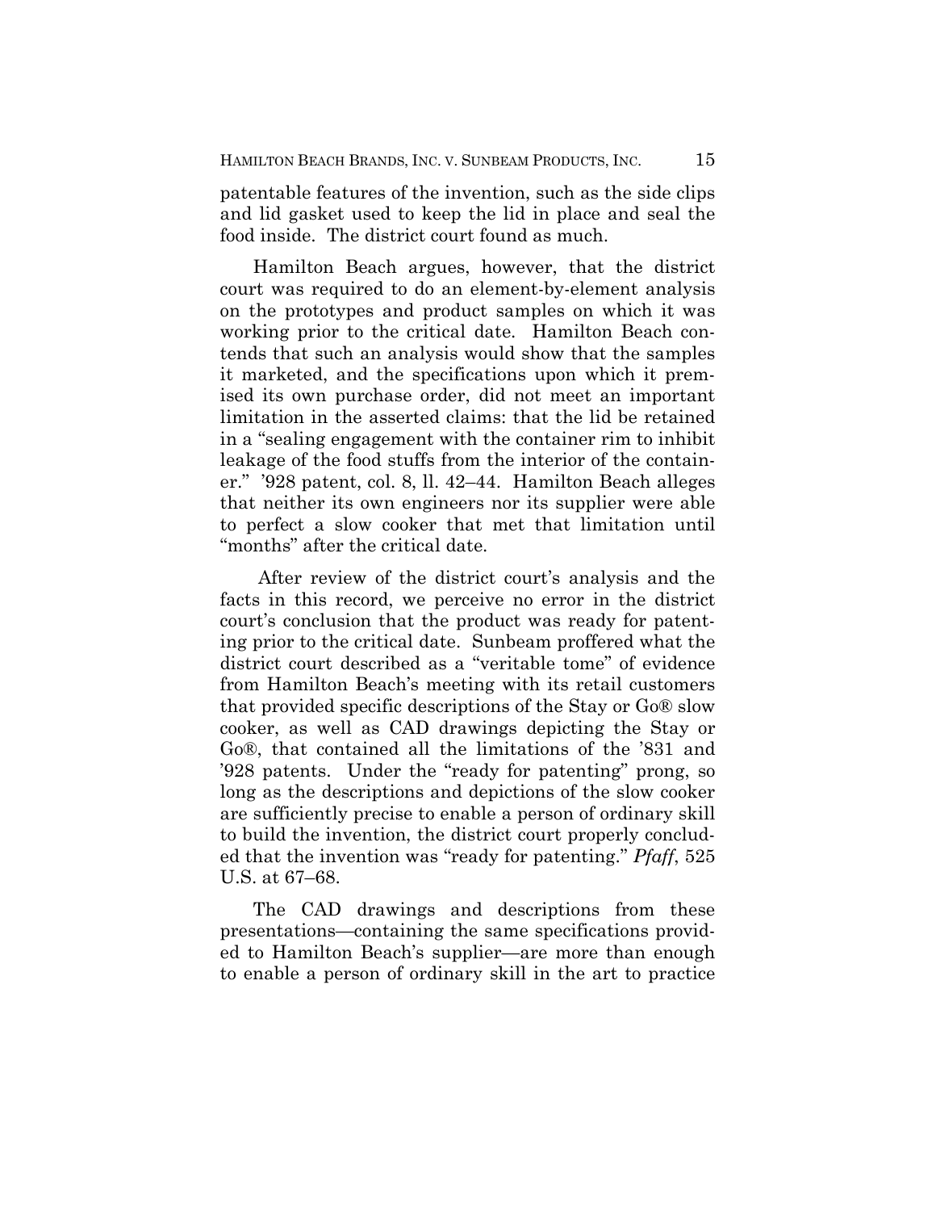patentable features of the invention, such as the side clips and lid gasket used to keep the lid in place and seal the food inside. The district court found as much.

Hamilton Beach argues, however, that the district court was required to do an element-by-element analysis on the prototypes and product samples on which it was working prior to the critical date. Hamilton Beach contends that such an analysis would show that the samples it marketed, and the specifications upon which it premised its own purchase order, did not meet an important limitation in the asserted claims: that the lid be retained in a "sealing engagement with the container rim to inhibit leakage of the food stuffs from the interior of the container." '928 patent, col. 8, ll. 42–44. Hamilton Beach alleges that neither its own engineers nor its supplier were able to perfect a slow cooker that met that limitation until "months" after the critical date.

After review of the district court's analysis and the facts in this record, we perceive no error in the district court's conclusion that the product was ready for patenting prior to the critical date. Sunbeam proffered what the district court described as a "veritable tome" of evidence from Hamilton Beach's meeting with its retail customers that provided specific descriptions of the Stay or Go® slow cooker, as well as CAD drawings depicting the Stay or Go®, that contained all the limitations of the '831 and '928 patents. Under the "ready for patenting" prong, so long as the descriptions and depictions of the slow cooker are sufficiently precise to enable a person of ordinary skill to build the invention, the district court properly concluded that the invention was "ready for patenting." *Pfaff*, 525 U.S. at 67–68.

The CAD drawings and descriptions from these presentations—containing the same specifications provided to Hamilton Beach's supplier—are more than enough to enable a person of ordinary skill in the art to practice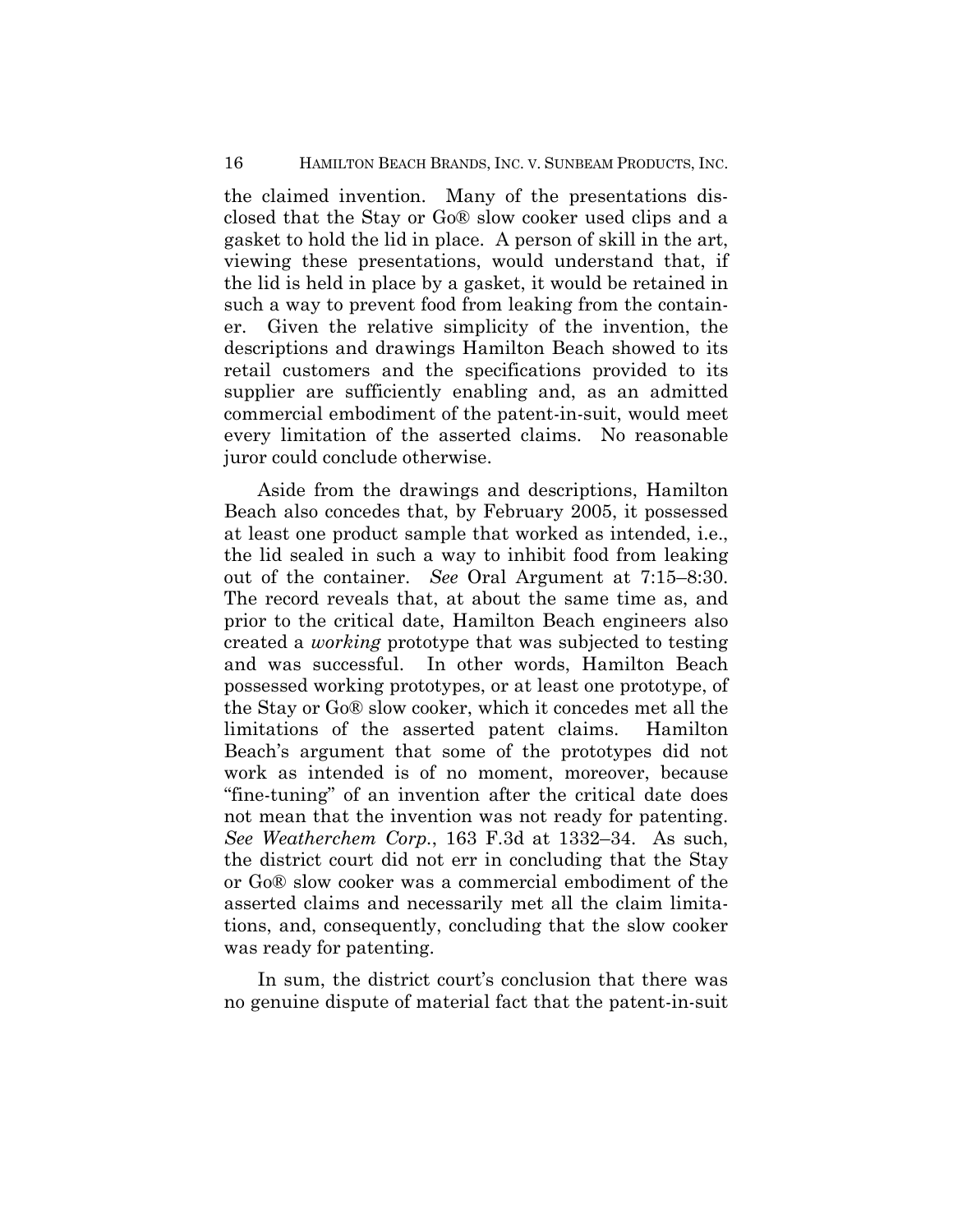the claimed invention. Many of the presentations disclosed that the Stay or Go® slow cooker used clips and a gasket to hold the lid in place. A person of skill in the art, viewing these presentations, would understand that, if the lid is held in place by a gasket, it would be retained in such a way to prevent food from leaking from the container. Given the relative simplicity of the invention, the descriptions and drawings Hamilton Beach showed to its retail customers and the specifications provided to its supplier are sufficiently enabling and, as an admitted commercial embodiment of the patent-in-suit, would meet every limitation of the asserted claims. No reasonable juror could conclude otherwise.

Aside from the drawings and descriptions, Hamilton Beach also concedes that, by February 2005, it possessed at least one product sample that worked as intended, i.e., the lid sealed in such a way to inhibit food from leaking out of the container. *See* Oral Argument at 7:15–8:30. The record reveals that, at about the same time as, and prior to the critical date, Hamilton Beach engineers also created a *working* prototype that was subjected to testing and was successful. In other words, Hamilton Beach possessed working prototypes, or at least one prototype, of the Stay or Go® slow cooker, which it concedes met all the limitations of the asserted patent claims. Hamilton Beach's argument that some of the prototypes did not work as intended is of no moment, moreover, because "fine-tuning" of an invention after the critical date does not mean that the invention was not ready for patenting. *See Weatherchem Corp.*, 163 F.3d at 1332–34. As such, the district court did not err in concluding that the Stay or Go® slow cooker was a commercial embodiment of the asserted claims and necessarily met all the claim limitations, and, consequently, concluding that the slow cooker was ready for patenting.

In sum, the district court's conclusion that there was no genuine dispute of material fact that the patent-in-suit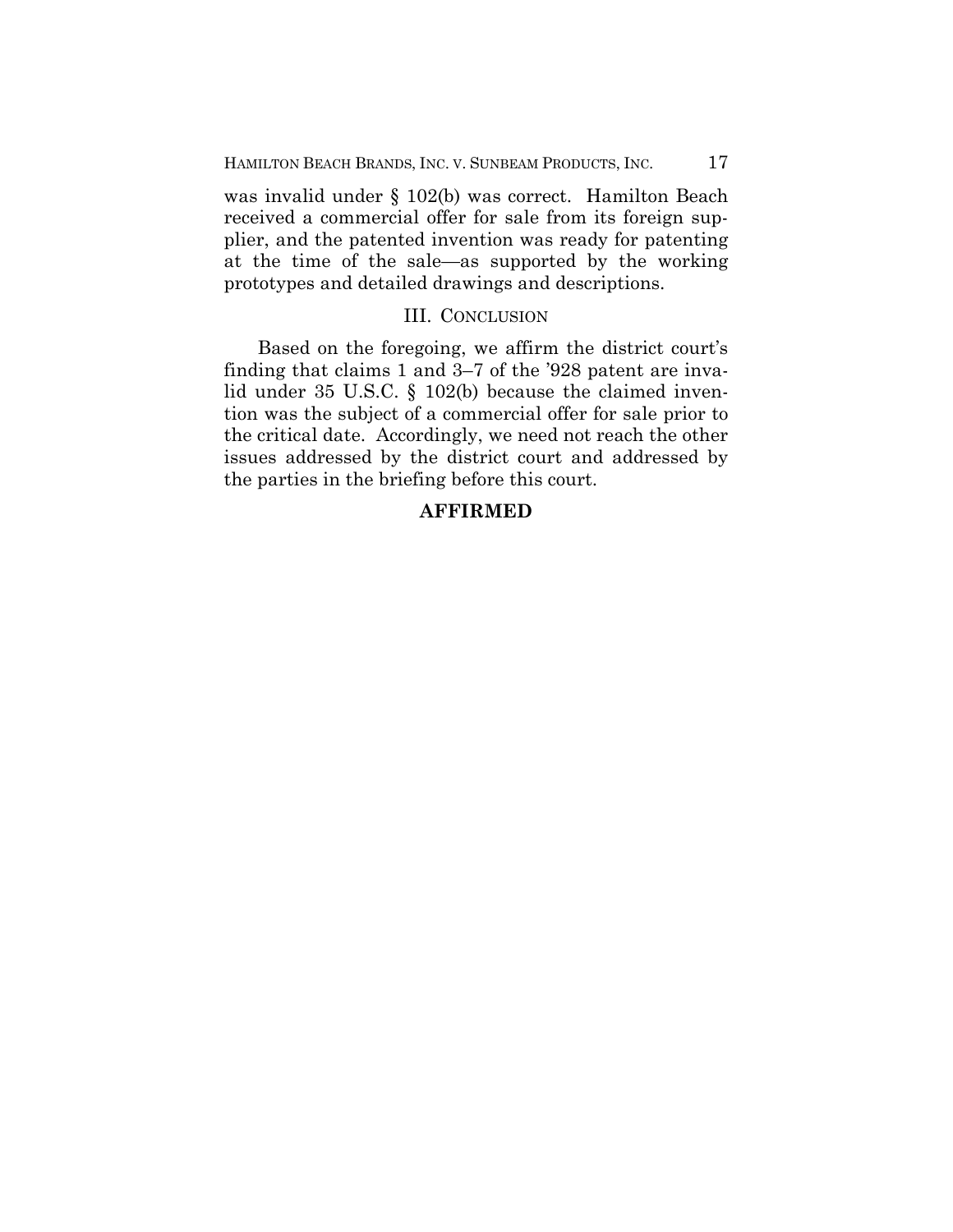was invalid under § 102(b) was correct. Hamilton Beach received a commercial offer for sale from its foreign supplier, and the patented invention was ready for patenting at the time of the sale—as supported by the working prototypes and detailed drawings and descriptions.

## III. CONCLUSION

Based on the foregoing, we affirm the district court's finding that claims 1 and 3–7 of the '928 patent are invalid under 35 U.S.C. § 102(b) because the claimed invention was the subject of a commercial offer for sale prior to the critical date. Accordingly, we need not reach the other issues addressed by the district court and addressed by the parties in the briefing before this court.

**AFFIRMED**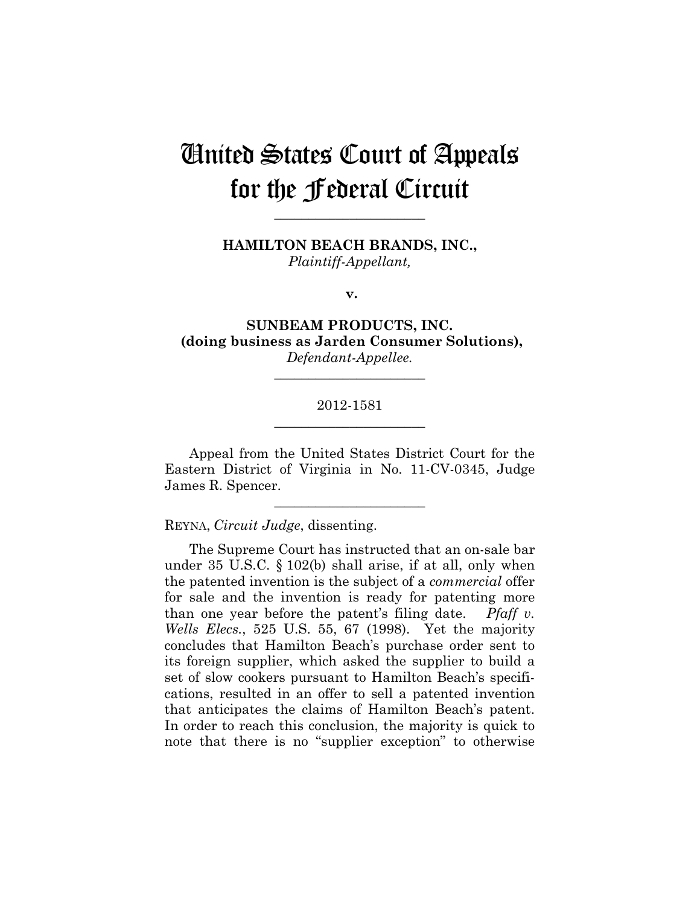# United States Court of Appeals for the Federal Circuit

---

**HAMILTON BEACH BRANDS, INC.,**
*Plaintiff-Appellant,*

**v.**

**SUNBEAM PRODUCTS, INC.**
**(doing business as Jarden Consumer Solutions),**
*Defendant-Appellee.*

---

2012-1581

---

Appeal from the United States District Court for the Eastern District of Virginia in No. 11-CV-0345, Judge James R. Spencer.

---

REYNA, *Circuit Judge*, dissenting.

The Supreme Court has instructed that an on-sale bar under 35 U.S.C. § 102(b) shall arise, if at all, only when the patented invention is the subject of a *commercial* offer for sale and the invention is ready for patenting more than one year before the patent's filing date. *Pfaff v. Wells Elecs.*, 525 U.S. 55, 67 (1998). Yet the majority concludes that Hamilton Beach's purchase order sent to its foreign supplier, which asked the supplier to build a set of slow cookers pursuant to Hamilton Beach's specifications, resulted in an offer to sell a patented invention that anticipates the claims of Hamilton Beach's patent. In order to reach this conclusion, the majority is quick to note that there is no "supplier exception" to otherwise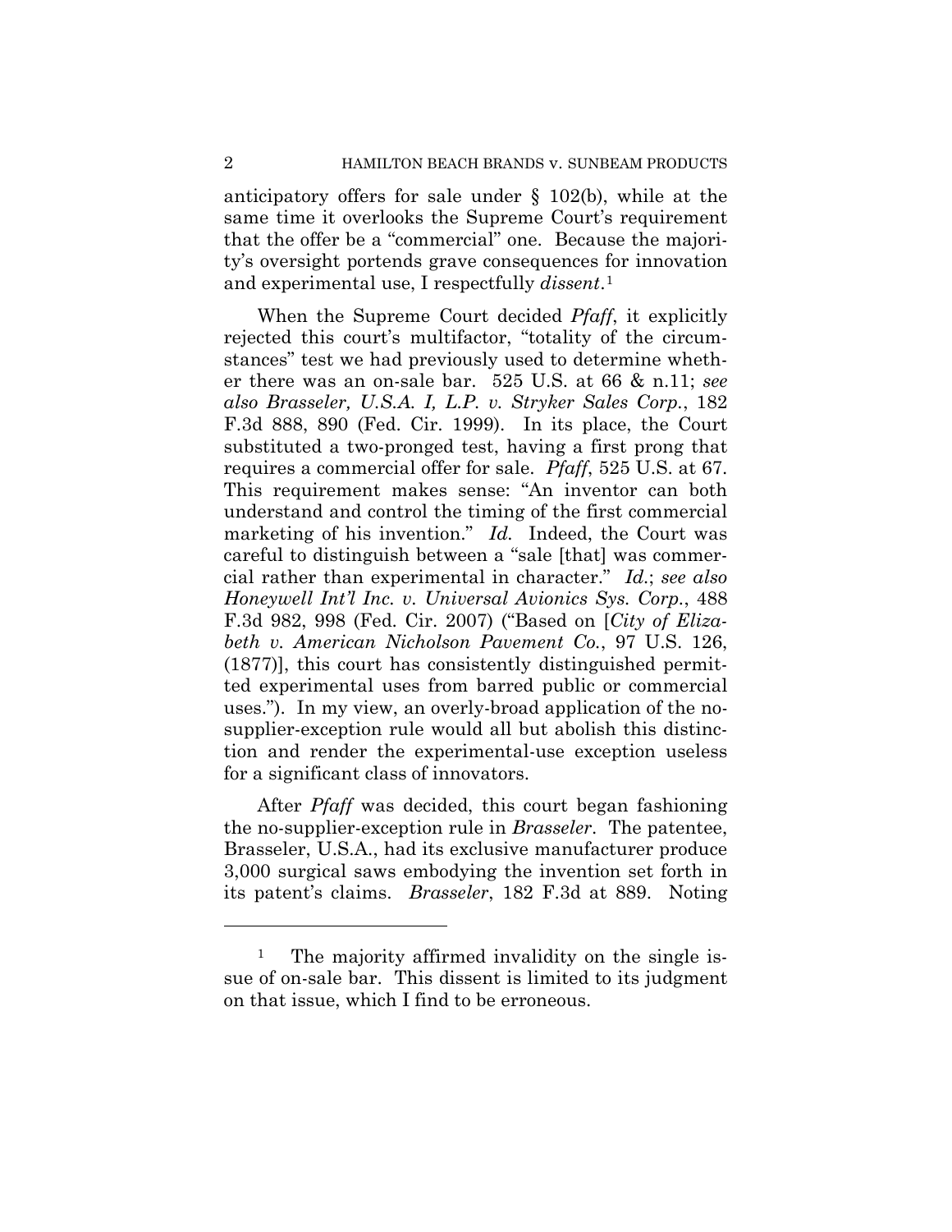anticipatory offers for sale under § 102(b), while at the same time it overlooks the Supreme Court's requirement that the offer be a "commercial" one. Because the majority's oversight portends grave consequences for innovation and experimental use, I respectfully *dissent*.[1]

When the Supreme Court decided *Pfaff*, it explicitly rejected this court's multifactor, "totality of the circumstances" test we had previously used to determine whether there was an on-sale bar. 525 U.S. at 66 & n.11; *see also Brasseler, U.S.A. I, L.P. v. Stryker Sales Corp.*, 182 F.3d 888, 890 (Fed. Cir. 1999). In its place, the Court substituted a two-pronged test, having a first prong that requires a commercial offer for sale. *Pfaff*, 525 U.S. at 67. This requirement makes sense: "An inventor can both understand and control the timing of the first commercial marketing of his invention." *Id.* Indeed, the Court was careful to distinguish between a "sale [that] was commercial rather than experimental in character." *Id.*; *see also Honeywell Int'l Inc. v. Universal Avionics Sys. Corp.*, 488 F.3d 982, 998 (Fed. Cir. 2007) ("Based on [*City of Elizabeth v. American Nicholson Pavement Co.*, 97 U.S. 126, (1877)], this court has consistently distinguished permitted experimental uses from barred public or commercial uses."). In my view, an overly-broad application of the no-supplier-exception rule would all but abolish this distinction and render the experimental-use exception useless for a significant class of innovators.

After *Pfaff* was decided, this court began fashioning the no-supplier-exception rule in *Brasseler*. The patentee, Brasseler, U.S.A., had its exclusive manufacturer produce 3,000 surgical saws embodying the invention set forth in its patent's claims. *Brasseler*, 182 F.3d at 889. Noting

[1] The majority affirmed invalidity on the single issue of on-sale bar. This dissent is limited to its judgment on that issue, which I find to be erroneous.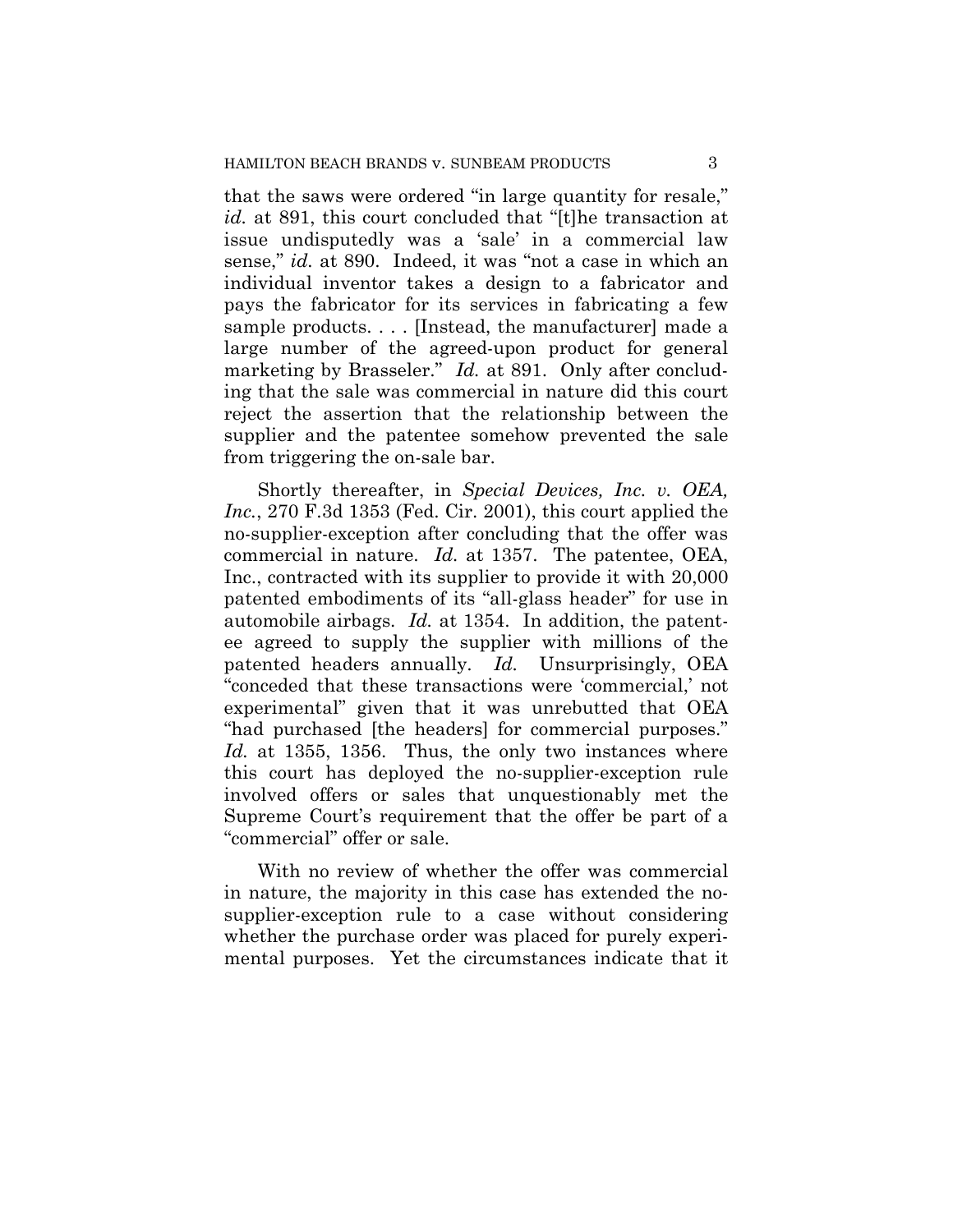that the saws were ordered "in large quantity for resale," *id.* at 891, this court concluded that "[t]he transaction at issue undisputedly was a 'sale' in a commercial law sense," *id.* at 890. Indeed, it was "not a case in which an individual inventor takes a design to a fabricator and pays the fabricator for its services in fabricating a few sample products. . . . [Instead, the manufacturer] made a large number of the agreed-upon product for general marketing by Brasseler." *Id.* at 891. Only after concluding that the sale was commercial in nature did this court reject the assertion that the relationship between the supplier and the patentee somehow prevented the sale from triggering the on-sale bar.

Shortly thereafter, in *Special Devices, Inc. v. OEA, Inc.*, 270 F.3d 1353 (Fed. Cir. 2001), this court applied the no-supplier-exception after concluding that the offer was commercial in nature. *Id.* at 1357. The patentee, OEA, Inc., contracted with its supplier to provide it with 20,000 patented embodiments of its "all-glass header" for use in automobile airbags. *Id.* at 1354. In addition, the patentee agreed to supply the supplier with millions of the patented headers annually. *Id.* Unsurprisingly, OEA "conceded that these transactions were 'commercial,' not experimental" given that it was unrebutted that OEA "had purchased [the headers] for commercial purposes." *Id.* at 1355, 1356. Thus, the only two instances where this court has deployed the no-supplier-exception rule involved offers or sales that unquestionably met the Supreme Court's requirement that the offer be part of a "commercial" offer or sale.

With no review of whether the offer was commercial in nature, the majority in this case has extended the no-supplier-exception rule to a case without considering whether the purchase order was placed for purely experimental purposes. Yet the circumstances indicate that it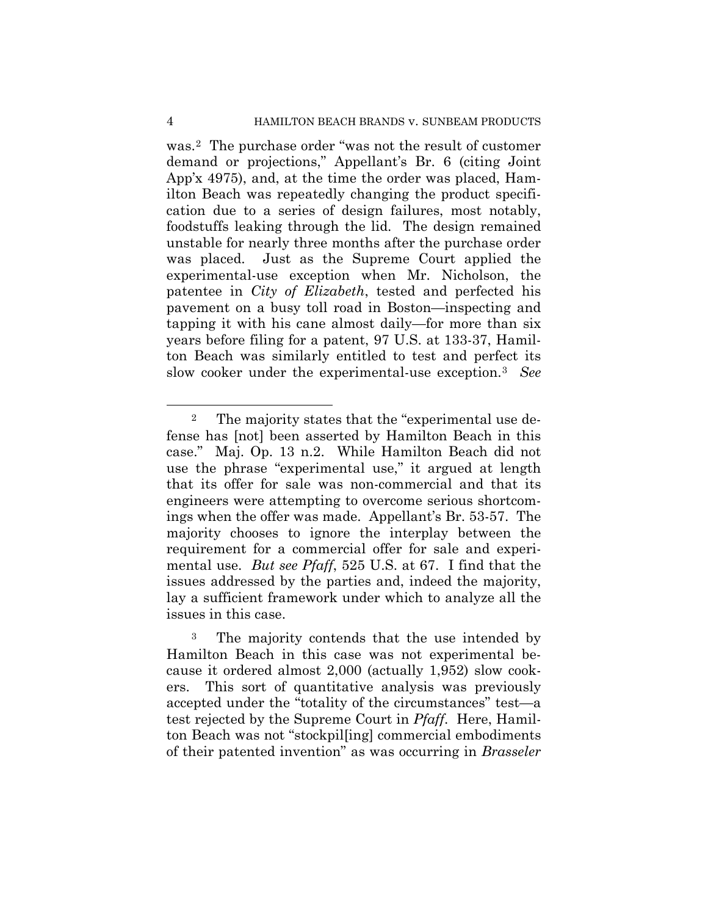was.[2] The purchase order "was not the result of customer demand or projections," Appellant's Br. 6 (citing Joint App'x 4975), and, at the time the order was placed, Hamilton Beach was repeatedly changing the product specification due to a series of design failures, most notably, foodstuffs leaking through the lid. The design remained unstable for nearly three months after the purchase order was placed. Just as the Supreme Court applied the experimental-use exception when Mr. Nicholson, the patentee in *City of Elizabeth*, tested and perfected his pavement on a busy toll road in Boston—inspecting and tapping it with his cane almost daily—for more than six years before filing for a patent, 97 U.S. at 133-37, Hamilton Beach was similarly entitled to test and perfect its slow cooker under the experimental-use exception.[3] *See*

---

[2] The majority states that the "experimental use defense has [not] been asserted by Hamilton Beach in this case." Maj. Op. 13 n.2. While Hamilton Beach did not use the phrase "experimental use," it argued at length that its offer for sale was non-commercial and that its engineers were attempting to overcome serious shortcomings when the offer was made. Appellant's Br. 53-57. The majority chooses to ignore the interplay between the requirement for a commercial offer for sale and experimental use. *But see Pfaff*, 525 U.S. at 67. I find that the issues addressed by the parties and, indeed the majority, lay a sufficient framework under which to analyze all the issues in this case.

[3] The majority contends that the use intended by Hamilton Beach in this case was not experimental because it ordered almost 2,000 (actually 1,952) slow cookers. This sort of quantitative analysis was previously accepted under the "totality of the circumstances" test—a test rejected by the Supreme Court in *Pfaff*. Here, Hamilton Beach was not "stockpil[ing] commercial embodiments of their patented invention" as was occurring in *Brasseler*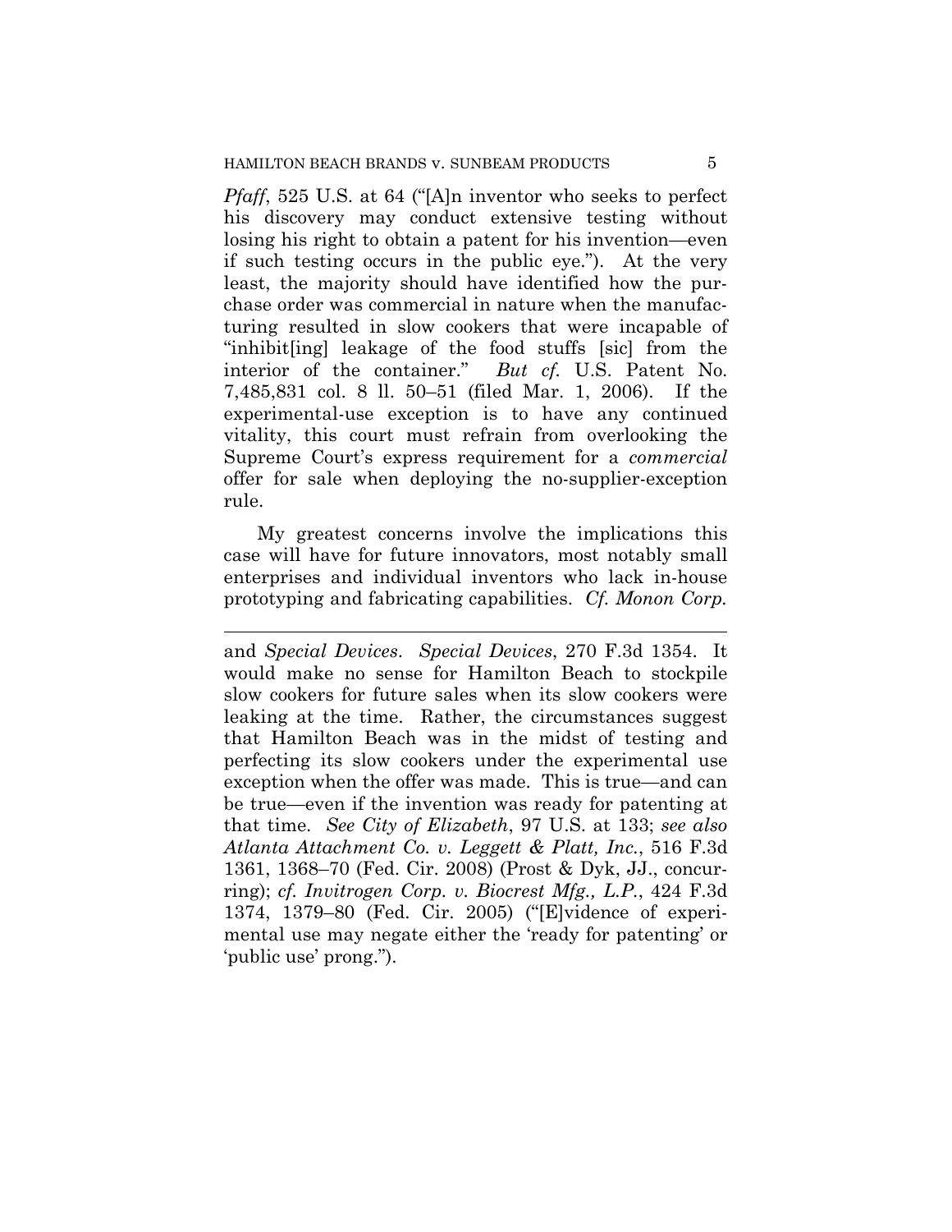*Pfaff*, 525 U.S. at 64 ("[A]n inventor who seeks to perfect his discovery may conduct extensive testing without losing his right to obtain a patent for his invention—even if such testing occurs in the public eye."). At the very least, the majority should have identified how the purchase order was commercial in nature when the manufacturing resulted in slow cookers that were incapable of "inhibit[ing] leakage of the food stuffs [sic] from the interior of the container." *But cf.* U.S. Patent No. 7,485,831 col. 8 ll. 50–51 (filed Mar. 1, 2006). If the experimental-use exception is to have any continued vitality, this court must refrain from overlooking the Supreme Court's express requirement for a *commercial* offer for sale when deploying the no-supplier-exception rule.

My greatest concerns involve the implications this case will have for future innovators, most notably small enterprises and individual inventors who lack in-house prototyping and fabricating capabilities. *Cf. Monon Corp.*

---

and *Special Devices*. *Special Devices*, 270 F.3d 1354. It would make no sense for Hamilton Beach to stockpile slow cookers for future sales when its slow cookers were leaking at the time. Rather, the circumstances suggest that Hamilton Beach was in the midst of testing and perfecting its slow cookers under the experimental use exception when the offer was made. This is true—and can be true—even if the invention was ready for patenting at that time. *See City of Elizabeth*, 97 U.S. at 133; *see also Atlanta Attachment Co. v. Leggett & Platt, Inc.*, 516 F.3d 1361, 1368–70 (Fed. Cir. 2008) (Prost & Dyk, JJ., concurring); *cf. Invitrogen Corp. v. Biocrest Mfg., L.P.*, 424 F.3d 1374, 1379–80 (Fed. Cir. 2005) ("[E]vidence of experimental use may negate either the 'ready for patenting' or 'public use' prong.").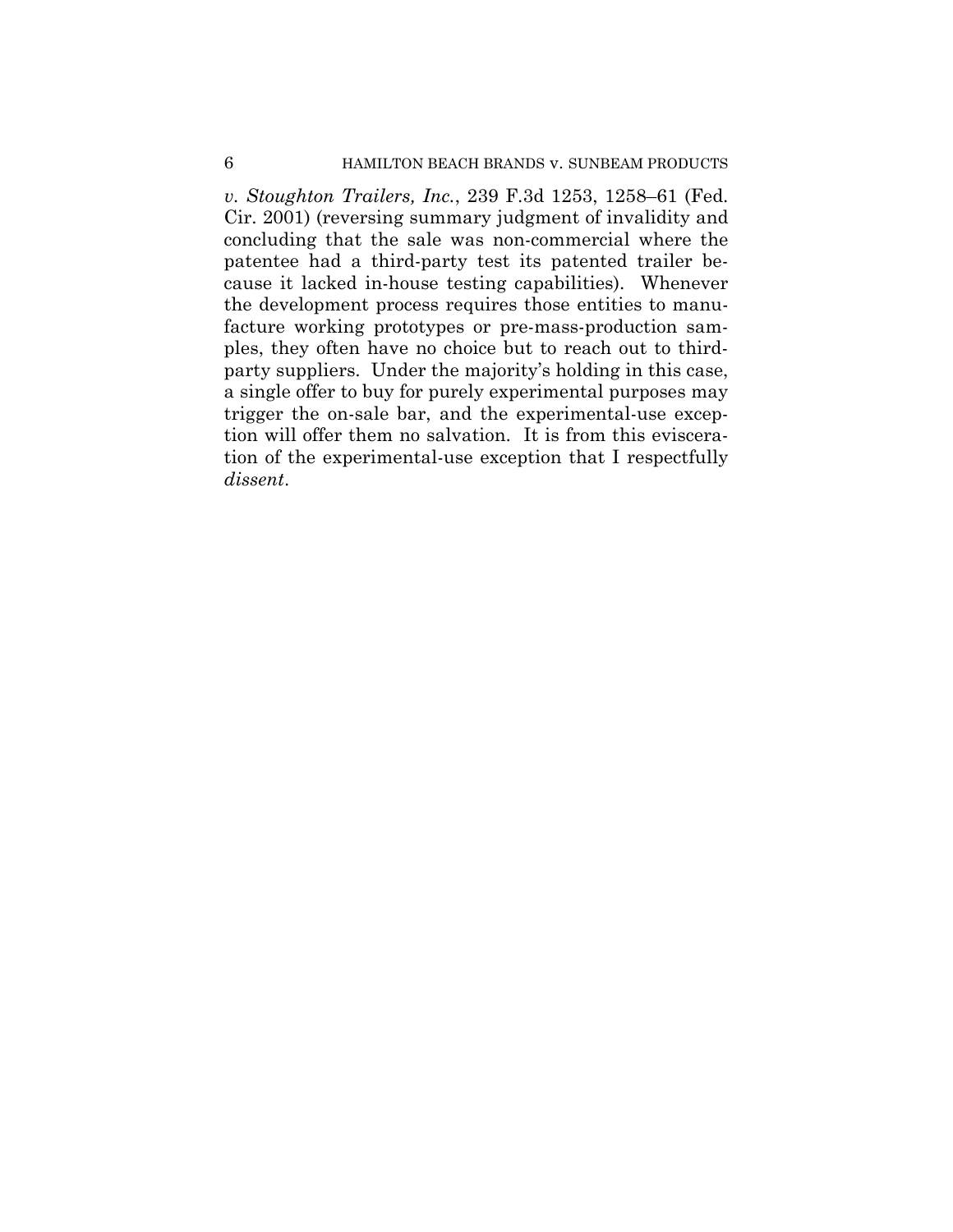*v. Stoughton Trailers, Inc.*, 239 F.3d 1253, 1258–61 (Fed. Cir. 2001) (reversing summary judgment of invalidity and concluding that the sale was non-commercial where the patentee had a third-party test its patented trailer because it lacked in-house testing capabilities). Whenever the development process requires those entities to manufacture working prototypes or pre-mass-production samples, they often have no choice but to reach out to third-party suppliers. Under the majority's holding in this case, a single offer to buy for purely experimental purposes may trigger the on-sale bar, and the experimental-use exception will offer them no salvation. It is from this evisceration of the experimental-use exception that I respectfully *dissent*.